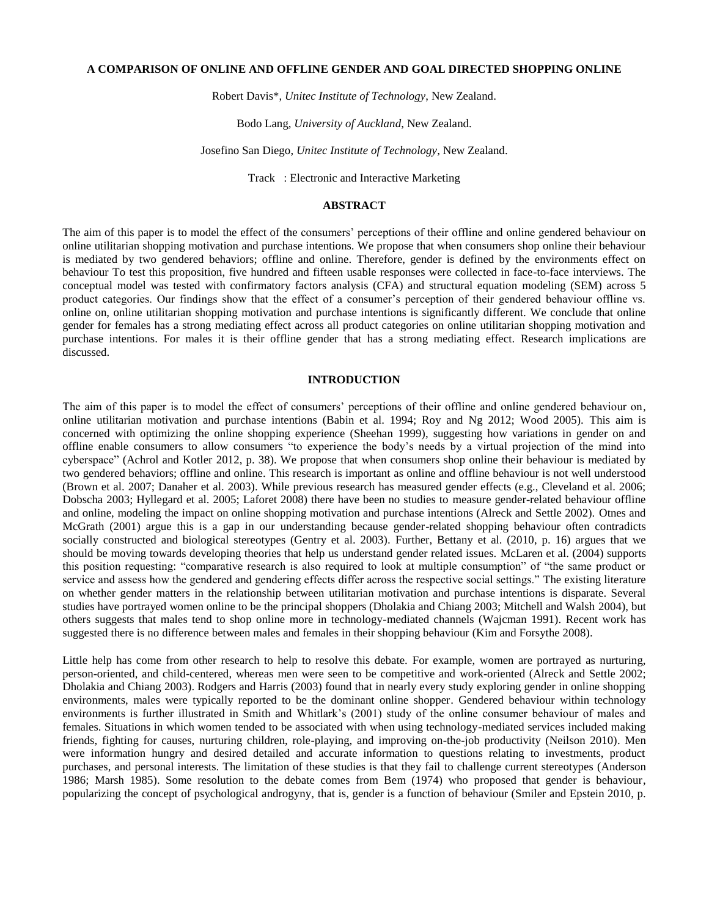# A COMPARISON OF ONLINE AND OFFLINE GENDER AND GOAL DIRECTED SHOPPING ONLINE

Robert Davis*, *Unitec Institute of Technology*, New Zealand.

Bodo Lang, *University of Auckland*, New Zealand.

Josefino San Diego, *Unitec Institute of Technology*, New Zealand.

Track : Electronic and Interactive Marketing

## ABSTRACT

The aim of this paper is to model the effect of the consumers' perceptions of their offline and online gendered behaviour on online utilitarian shopping motivation and purchase intentions. We propose that when consumers shop online their behaviour is mediated by two gendered behaviors; offline and online. Therefore, gender is defined by the environments effect on behaviour To test this proposition, five hundred and fifteen usable responses were collected in face-to-face interviews. The conceptual model was tested with confirmatory factors analysis (CFA) and structural equation modeling (SEM) across 5 product categories. Our findings show that the effect of a consumer's perception of their gendered behaviour offline vs. online on, online utilitarian shopping motivation and purchase intentions is significantly different. We conclude that online gender for females has a strong mediating effect across all product categories on online utilitarian shopping motivation and purchase intentions. For males it is their offline gender that has a strong mediating effect. Research implications are discussed.

## INTRODUCTION

The aim of this paper is to model the effect of consumers' perceptions of their offline and online gendered behaviour on, online utilitarian motivation and purchase intentions (Babin et al. 1994; Roy and Ng 2012; Wood 2005). This aim is concerned with optimizing the online shopping experience (Sheehan 1999), suggesting how variations in gender on and offline enable consumers to allow consumers "to experience the body's needs by a virtual projection of the mind into cyberspace" (Achrol and Kotler 2012, p. 38). We propose that when consumers shop online their behaviour is mediated by two gendered behaviors; offline and online. This research is important as online and offline behaviour is not well understood (Brown et al. 2007; Danaher et al. 2003). While previous research has measured gender effects (e.g., Cleveland et al. 2006; Dobscha 2003; Hyllegard et al. 2005; Laforet 2008) there have been no studies to measure gender-related behaviour offline and online, modeling the impact on online shopping motivation and purchase intentions (Alreck and Settle 2002). Otnes and McGrath (2001) argue this is a gap in our understanding because gender-related shopping behaviour often contradicts socially constructed and biological stereotypes (Gentry et al. 2003). Further, Bettany et al. (2010, p. 16) argues that we should be moving towards developing theories that help us understand gender related issues. McLaren et al. (2004) supports this position requesting: "comparative research is also required to look at multiple consumption" of "the same product or service and assess how the gendered and gendering effects differ across the respective social settings." The existing literature on whether gender matters in the relationship between utilitarian motivation and purchase intentions is disparate. Several studies have portrayed women online to be the principal shoppers (Dholakia and Chiang 2003; Mitchell and Walsh 2004), but others suggests that males tend to shop online more in technology-mediated channels (Wajcman 1991). Recent work has suggested there is no difference between males and females in their shopping behaviour (Kim and Forsythe 2008).

Little help has come from other research to help to resolve this debate. For example, women are portrayed as nurturing, person-oriented, and child-centered, whereas men were seen to be competitive and work-oriented (Alreck and Settle 2002; Dholakia and Chiang 2003). Rodgers and Harris (2003) found that in nearly every study exploring gender in online shopping environments, males were typically reported to be the dominant online shopper. Gendered behaviour within technology environments is further illustrated in Smith and Whitlark's (2001) study of the online consumer behaviour of males and females. Situations in which women tended to be associated with when using technology-mediated services included making friends, fighting for causes, nurturing children, role-playing, and improving on-the-job productivity (Neilson 2010). Men were information hungry and desired detailed and accurate information to questions relating to investments, product purchases, and personal interests. The limitation of these studies is that they fail to challenge current stereotypes (Anderson 1986; Marsh 1985). Some resolution to the debate comes from Bem (1974) who proposed that gender is behaviour, popularizing the concept of psychological androgyny, that is, gender is a function of behaviour (Smiler and Epstein 2010, p.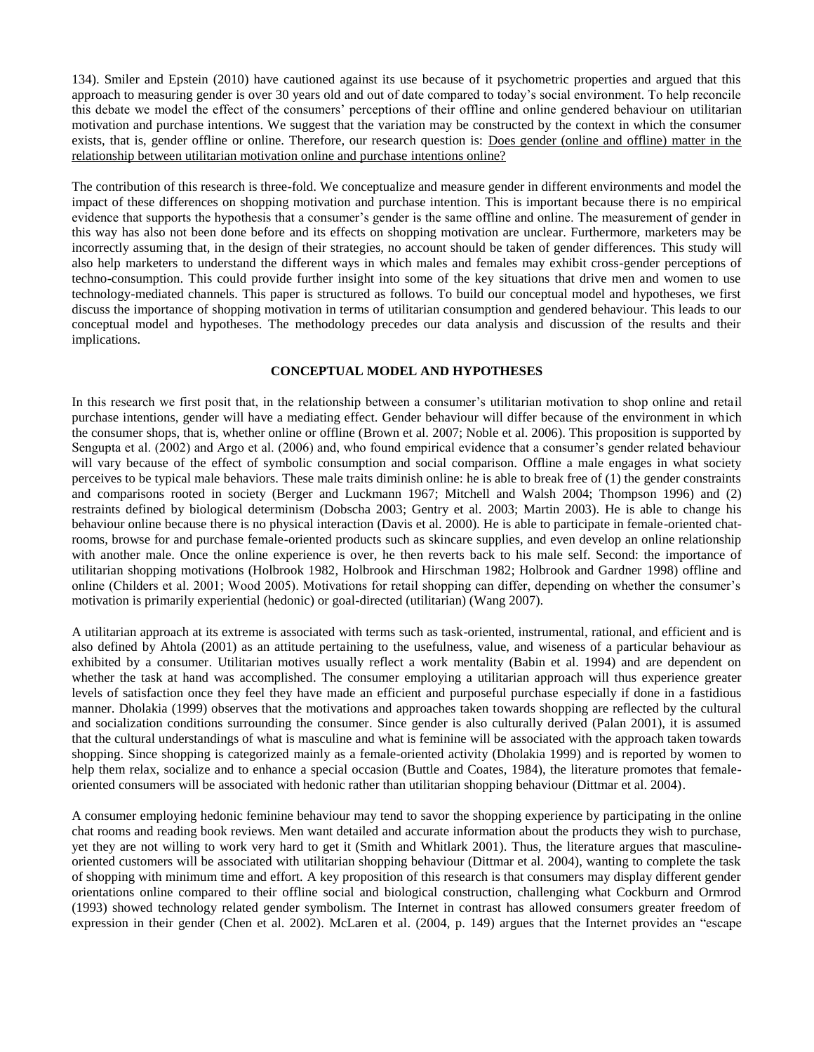134). Smiler and Epstein (2010) have cautioned against its use because of it psychometric properties and argued that this approach to measuring gender is over 30 years old and out of date compared to today's social environment. To help reconcile this debate we model the effect of the consumers' perceptions of their offline and online gendered behaviour on utilitarian motivation and purchase intentions. We suggest that the variation may be constructed by the context in which the consumer exists, that is, gender offline or online. Therefore, our research question is: <u>Does gender (online and offline) matter in the relationship between utilitarian motivation online and purchase intentions online?</u>

The contribution of this research is three-fold. We conceptualize and measure gender in different environments and model the impact of these differences on shopping motivation and purchase intention. This is important because there is no empirical evidence that supports the hypothesis that a consumer's gender is the same offline and online. The measurement of gender in this way has also not been done before and its effects on shopping motivation are unclear. Furthermore, marketers may be incorrectly assuming that, in the design of their strategies, no account should be taken of gender differences. This study will also help marketers to understand the different ways in which males and females may exhibit cross-gender perceptions of techno-consumption. This could provide further insight into some of the key situations that drive men and women to use technology-mediated channels. This paper is structured as follows. To build our conceptual model and hypotheses, we first discuss the importance of shopping motivation in terms of utilitarian consumption and gendered behaviour. This leads to our conceptual model and hypotheses. The methodology precedes our data analysis and discussion of the results and their implications.

## CONCEPTUAL MODEL AND HYPOTHESES

In this research we first posit that, in the relationship between a consumer's utilitarian motivation to shop online and retail purchase intentions, gender will have a mediating effect. Gender behaviour will differ because of the environment in which the consumer shops, that is, whether online or offline (Brown et al. 2007; Noble et al. 2006). This proposition is supported by Sengupta et al. (2002) and Argo et al. (2006) and, who found empirical evidence that a consumer's gender related behaviour will vary because of the effect of symbolic consumption and social comparison. Offline a male engages in what society perceives to be typical male behaviors. These male traits diminish online: he is able to break free of (1) the gender constraints and comparisons rooted in society (Berger and Luckmann 1967; Mitchell and Walsh 2004; Thompson 1996) and (2) restraints defined by biological determinism (Dobscha 2003; Gentry et al. 2003; Martin 2003). He is able to change his behaviour online because there is no physical interaction (Davis et al. 2000). He is able to participate in female-oriented chat-rooms, browse for and purchase female-oriented products such as skincare supplies, and even develop an online relationship with another male. Once the online experience is over, he then reverts back to his male self. Second: the importance of utilitarian shopping motivations (Holbrook 1982, Holbrook and Hirschman 1982; Holbrook and Gardner 1998) offline and online (Childers et al. 2001; Wood 2005). Motivations for retail shopping can differ, depending on whether the consumer's motivation is primarily experiential (hedonic) or goal-directed (utilitarian) (Wang 2007).

A utilitarian approach at its extreme is associated with terms such as task-oriented, instrumental, rational, and efficient and is also defined by Ahtola (2001) as an attitude pertaining to the usefulness, value, and wiseness of a particular behaviour as exhibited by a consumer. Utilitarian motives usually reflect a work mentality (Babin et al. 1994) and are dependent on whether the task at hand was accomplished. The consumer employing a utilitarian approach will thus experience greater levels of satisfaction once they feel they have made an efficient and purposeful purchase especially if done in a fastidious manner. Dholakia (1999) observes that the motivations and approaches taken towards shopping are reflected by the cultural and socialization conditions surrounding the consumer. Since gender is also culturally derived (Palan 2001), it is assumed that the cultural understandings of what is masculine and what is feminine will be associated with the approach taken towards shopping. Since shopping is categorized mainly as a female-oriented activity (Dholakia 1999) and is reported by women to help them relax, socialize and to enhance a special occasion (Buttle and Coates, 1984), the literature promotes that female-oriented consumers will be associated with hedonic rather than utilitarian shopping behaviour (Dittmar et al. 2004).

A consumer employing hedonic feminine behaviour may tend to savor the shopping experience by participating in the online chat rooms and reading book reviews. Men want detailed and accurate information about the products they wish to purchase, yet they are not willing to work very hard to get it (Smith and Whitlark 2001). Thus, the literature argues that masculine-oriented customers will be associated with utilitarian shopping behaviour (Dittmar et al. 2004), wanting to complete the task of shopping with minimum time and effort. A key proposition of this research is that consumers may display different gender orientations online compared to their offline social and biological construction, challenging what Cockburn and Ormrod (1993) showed technology related gender symbolism. The Internet in contrast has allowed consumers greater freedom of expression in their gender (Chen et al. 2002). McLaren et al. (2004, p. 149) argues that the Internet provides an "escape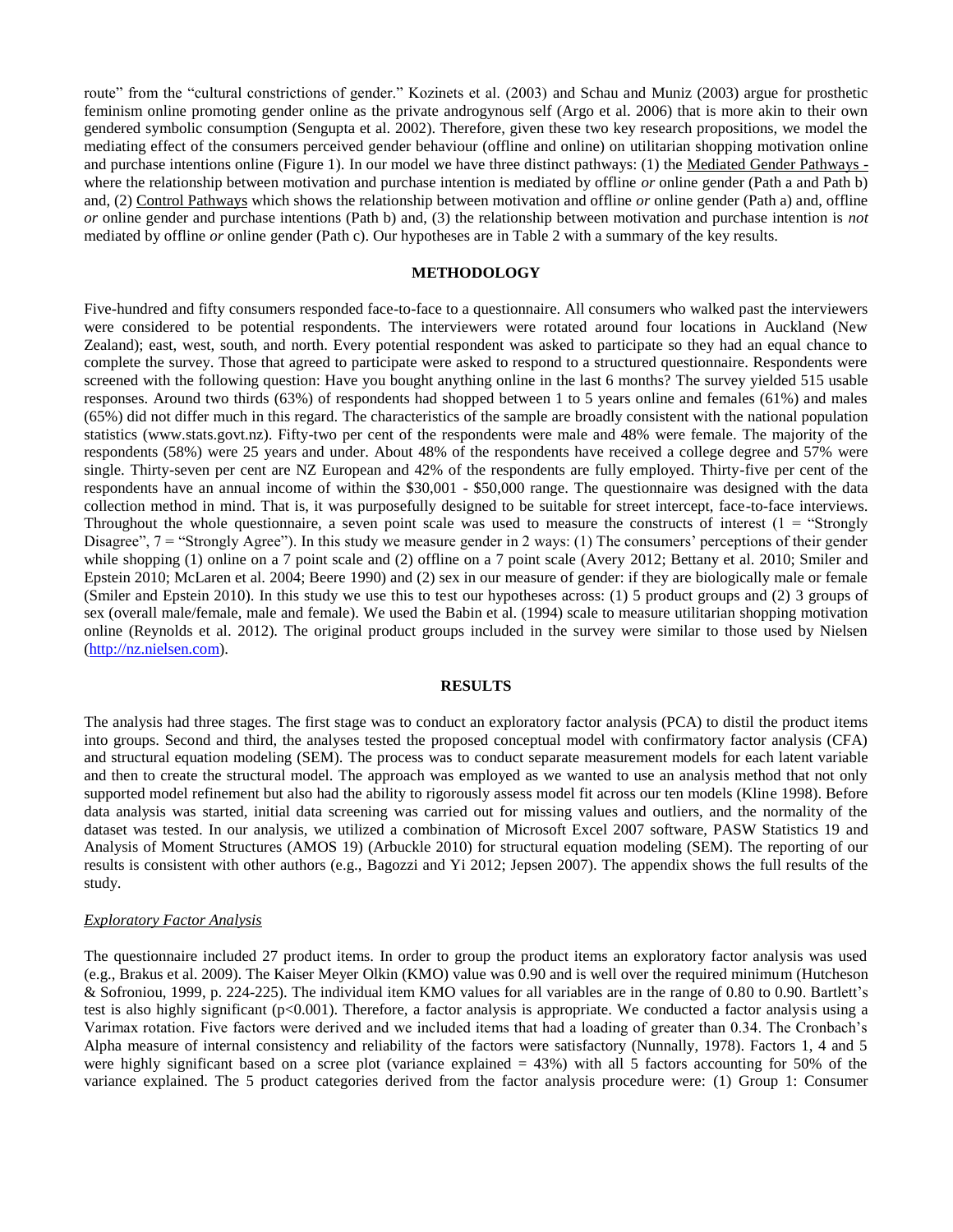route" from the "cultural constrictions of gender." Kozinets et al. (2003) and Schau and Muniz (2003) argue for prosthetic feminism online promoting gender online as the private androgynous self (Argo et al. 2006) that is more akin to their own gendered symbolic consumption (Sengupta et al. 2002). Therefore, given these two key research propositions, we model the mediating effect of the consumers perceived gender behaviour (offline and online) on utilitarian shopping motivation online and purchase intentions online (Figure 1). In our model we have three distinct pathways: (1) the Mediated Gender Pathways - where the relationship between motivation and purchase intention is mediated by offline *or* online gender (Path a and Path b) and, (2) Control Pathways which shows the relationship between motivation and offline *or* online gender (Path a) and, offline *or* online gender and purchase intentions (Path b) and, (3) the relationship between motivation and purchase intention is *not* mediated by offline *or* online gender (Path c). Our hypotheses are in Table 2 with a summary of the key results.

## METHODOLOGY

Five-hundred and fifty consumers responded face-to-face to a questionnaire. All consumers who walked past the interviewers were considered to be potential respondents. The interviewers were rotated around four locations in Auckland (New Zealand); east, west, south, and north. Every potential respondent was asked to participate so they had an equal chance to complete the survey. Those that agreed to participate were asked to respond to a structured questionnaire. Respondents were screened with the following question: Have you bought anything online in the last 6 months? The survey yielded 515 usable responses. Around two thirds (63%) of respondents had shopped between 1 to 5 years online and females (61%) and males (65%) did not differ much in this regard. The characteristics of the sample are broadly consistent with the national population statistics (www.stats.govt.nz). Fifty-two per cent of the respondents were male and 48% were female. The majority of the respondents (58%) were 25 years and under. About 48% of the respondents have received a college degree and 57% were single. Thirty-seven per cent are NZ European and 42% of the respondents are fully employed. Thirty-five per cent of the respondents have an annual income of within the $30,001 - $50,000 range. The questionnaire was designed with the data collection method in mind. That is, it was purposefully designed to be suitable for street intercept, face-to-face interviews. Throughout the whole questionnaire, a seven point scale was used to measure the constructs of interest (1 = "Strongly Disagree", 7 = "Strongly Agree"). In this study we measure gender in 2 ways: (1) The consumers' perceptions of their gender while shopping (1) online on a 7 point scale and (2) offline on a 7 point scale (Avery 2012; Bettany et al. 2010; Smiler and Epstein 2010; McLaren et al. 2004; Beere 1990) and (2) sex in our measure of gender: if they are biologically male or female (Smiler and Epstein 2010). In this study we use this to test our hypotheses across: (1) 5 product groups and (2) 3 groups of sex (overall male/female, male and female). We used the Babin et al. (1994) scale to measure utilitarian shopping motivation online (Reynolds et al. 2012). The original product groups included in the survey were similar to those used by Nielsen (http://nz.nielsen.com).

## RESULTS

The analysis had three stages. The first stage was to conduct an exploratory factor analysis (PCA) to distil the product items into groups. Second and third, the analyses tested the proposed conceptual model with confirmatory factor analysis (CFA) and structural equation modeling (SEM). The process was to conduct separate measurement models for each latent variable and then to create the structural model. The approach was employed as we wanted to use an analysis method that not only supported model refinement but also had the ability to rigorously assess model fit across our ten models (Kline 1998). Before data analysis was started, initial data screening was carried out for missing values and outliers, and the normality of the dataset was tested. In our analysis, we utilized a combination of Microsoft Excel 2007 software, PASW Statistics 19 and Analysis of Moment Structures (AMOS 19) (Arbuckle 2010) for structural equation modeling (SEM). The reporting of our results is consistent with other authors (e.g., Bagozzi and Yi 2012; Jepsen 2007). The appendix shows the full results of the study.

### *Exploratory Factor Analysis*

The questionnaire included 27 product items. In order to group the product items an exploratory factor analysis was used (e.g., Brakus et al. 2009). The Kaiser Meyer Olkin (KMO) value was 0.90 and is well over the required minimum (Hutcheson & Sofroniou, 1999, p. 224-225). The individual item KMO values for all variables are in the range of 0.80 to 0.90. Bartlett's test is also highly significant ($p<0.001$). Therefore, a factor analysis is appropriate. We conducted a factor analysis using a Varimax rotation. Five factors were derived and we included items that had a loading of greater than 0.34. The Cronbach's Alpha measure of internal consistency and reliability of the factors were satisfactory (Nunnally, 1978). Factors 1, 4 and 5 were highly significant based on a scree plot (variance explained = 43%) with all 5 factors accounting for 50% of the variance explained. The 5 product categories derived from the factor analysis procedure were: (1) Group 1: Consumer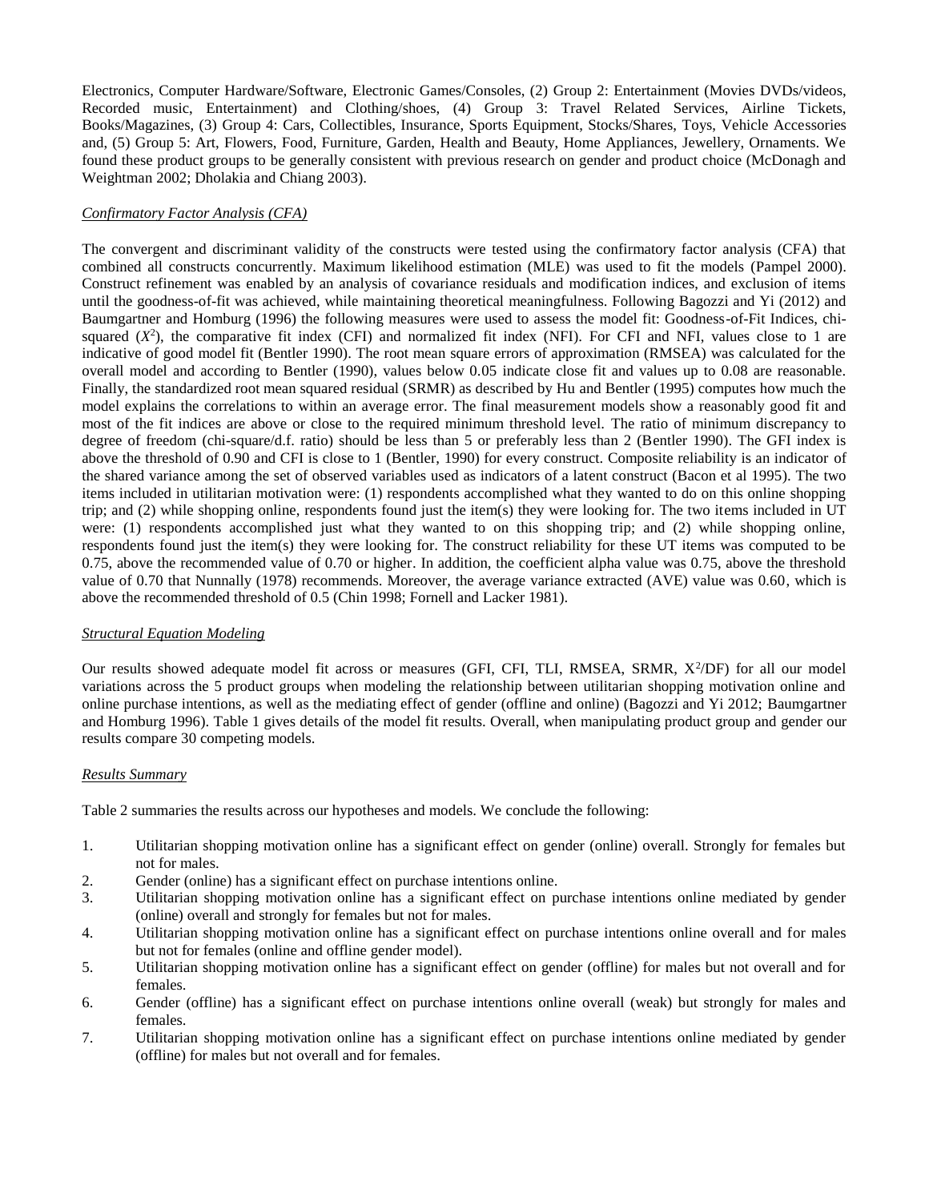Electronics, Computer Hardware/Software, Electronic Games/Consoles, (2) Group 2: Entertainment (Movies DVDs/videos, Recorded music, Entertainment) and Clothing/shoes, (4) Group 3: Travel Related Services, Airline Tickets, Books/Magazines, (3) Group 4: Cars, Collectibles, Insurance, Sports Equipment, Stocks/Shares, Toys, Vehicle Accessories and, (5) Group 5: Art, Flowers, Food, Furniture, Garden, Health and Beauty, Home Appliances, Jewellery, Ornaments. We found these product groups to be generally consistent with previous research on gender and product choice (McDonagh and Weightman 2002; Dholakia and Chiang 2003).

### *Confirmatory Factor Analysis (CFA)*

The convergent and discriminant validity of the constructs were tested using the confirmatory factor analysis (CFA) that combined all constructs concurrently. Maximum likelihood estimation (MLE) was used to fit the models (Pampel 2000). Construct refinement was enabled by an analysis of covariance residuals and modification indices, and exclusion of items until the goodness-of-fit was achieved, while maintaining theoretical meaningfulness. Following Bagozzi and Yi (2012) and Baumgartner and Homburg (1996) the following measures were used to assess the model fit: Goodness-of-Fit Indices, chi-squared ($X^2$), the comparative fit index (CFI) and normalized fit index (NFI). For CFI and NFI, values close to 1 are indicative of good model fit (Bentler 1990). The root mean square errors of approximation (RMSEA) was calculated for the overall model and according to Bentler (1990), values below 0.05 indicate close fit and values up to 0.08 are reasonable. Finally, the standardized root mean squared residual (SRMR) as described by Hu and Bentler (1995) computes how much the model explains the correlations to within an average error. The final measurement models show a reasonably good fit and most of the fit indices are above or close to the required minimum threshold level. The ratio of minimum discrepancy to degree of freedom (chi-square/d.f. ratio) should be less than 5 or preferably less than 2 (Bentler 1990). The GFI index is above the threshold of 0.90 and CFI is close to 1 (Bentler, 1990) for every construct. Composite reliability is an indicator of the shared variance among the set of observed variables used as indicators of a latent construct (Bacon et al 1995). The two items included in utilitarian motivation were: (1) respondents accomplished what they wanted to do on this online shopping trip; and (2) while shopping online, respondents found just the item(s) they were looking for. The two items included in UT were: (1) respondents accomplished just what they wanted to on this shopping trip; and (2) while shopping online, respondents found just the item(s) they were looking for. The construct reliability for these UT items was computed to be 0.75, above the recommended value of 0.70 or higher. In addition, the coefficient alpha value was 0.75, above the threshold value of 0.70 that Nunnally (1978) recommends. Moreover, the average variance extracted (AVE) value was 0.60, which is above the recommended threshold of 0.5 (Chin 1998; Fornell and Lacker 1981).

### *Structural Equation Modeling*

Our results showed adequate model fit across or measures (GFI, CFI, TLI, RMSEA, SRMR, $X^2$/DF) for all our model variations across the 5 product groups when modeling the relationship between utilitarian shopping motivation online and online purchase intentions, as well as the mediating effect of gender (offline and online) (Bagozzi and Yi 2012; Baumgartner and Homburg 1996). Table 1 gives details of the model fit results. Overall, when manipulating product group and gender our results compare 30 competing models.

### *Results Summary*

Table 2 summaries the results across our hypotheses and models. We conclude the following:

1. Utilitarian shopping motivation online has a significant effect on gender (online) overall. Strongly for females but not for males.
2. Gender (online) has a significant effect on purchase intentions online.
3. Utilitarian shopping motivation online has a significant effect on purchase intentions online mediated by gender (online) overall and strongly for females but not for males.
4. Utilitarian shopping motivation online has a significant effect on purchase intentions online overall and for males but not for females (online and offline gender model).
5. Utilitarian shopping motivation online has a significant effect on gender (offline) for males but not overall and for females.
6. Gender (offline) has a significant effect on purchase intentions online overall (weak) but strongly for males and females.
7. Utilitarian shopping motivation online has a significant effect on purchase intentions online mediated by gender (offline) for males but not overall and for females.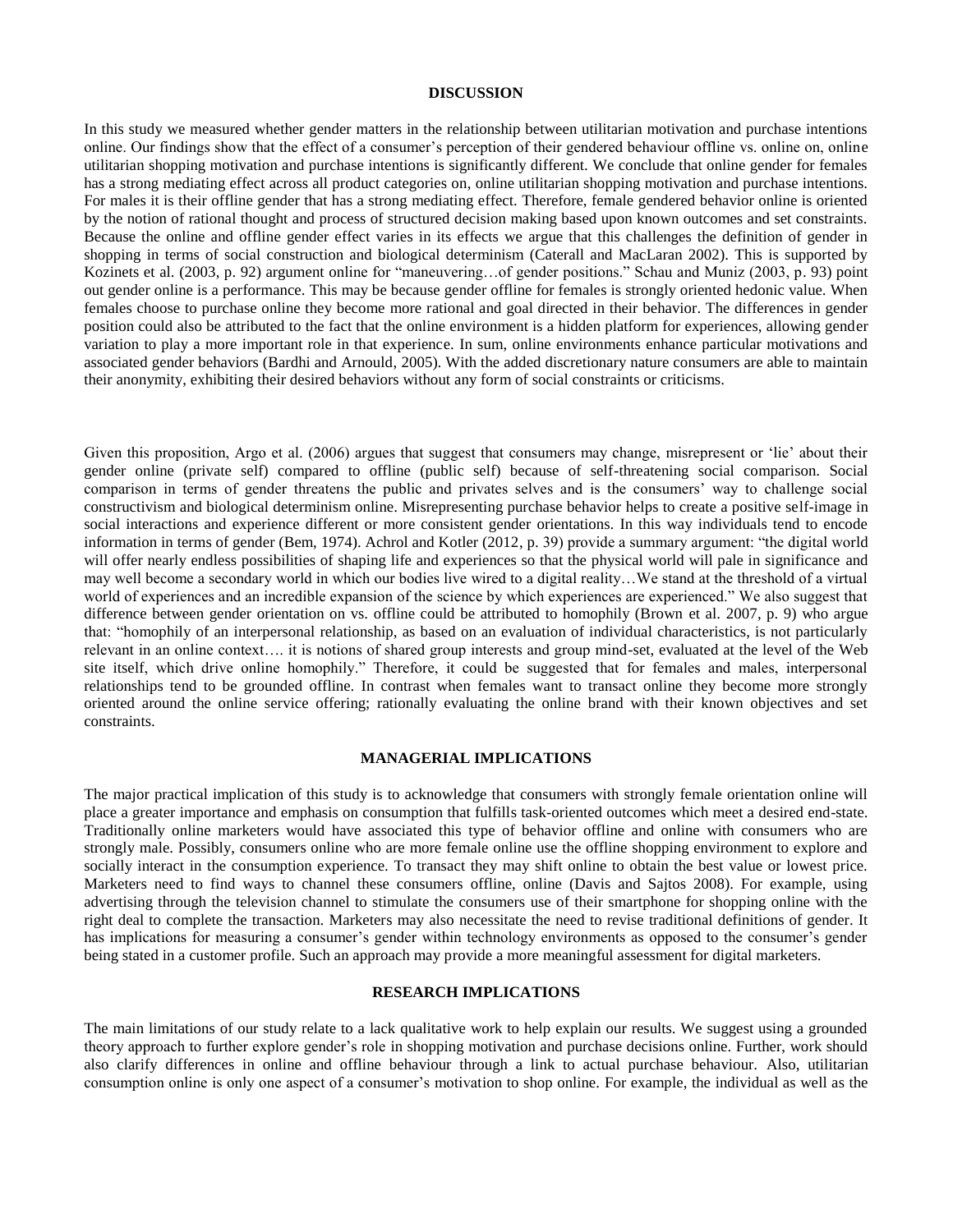## DISCUSSION

In this study we measured whether gender matters in the relationship between utilitarian motivation and purchase intentions online. Our findings show that the effect of a consumer's perception of their gendered behaviour offline vs. online on, online utilitarian shopping motivation and purchase intentions is significantly different. We conclude that online gender for females has a strong mediating effect across all product categories on, online utilitarian shopping motivation and purchase intentions. For males it is their offline gender that has a strong mediating effect. Therefore, female gendered behavior online is oriented by the notion of rational thought and process of structured decision making based upon known outcomes and set constraints. Because the online and offline gender effect varies in its effects we argue that this challenges the definition of gender in shopping in terms of social construction and biological determinism (Caterall and MacLaran 2002). This is supported by Kozinets et al. (2003, p. 92) argument online for "maneuvering…of gender positions." Schau and Muniz (2003, p. 93) point out gender online is a performance. This may be because gender offline for females is strongly oriented hedonic value. When females choose to purchase online they become more rational and goal directed in their behavior. The differences in gender position could also be attributed to the fact that the online environment is a hidden platform for experiences, allowing gender variation to play a more important role in that experience. In sum, online environments enhance particular motivations and associated gender behaviors (Bardhi and Arnould, 2005). With the added discretionary nature consumers are able to maintain their anonymity, exhibiting their desired behaviors without any form of social constraints or criticisms.

Given this proposition, Argo et al. (2006) argues that suggest that consumers may change, misrepresent or 'lie' about their gender online (private self) compared to offline (public self) because of self-threatening social comparison. Social comparison in terms of gender threatens the public and privates selves and is the consumers' way to challenge social constructivism and biological determinism online. Misrepresenting purchase behavior helps to create a positive self-image in social interactions and experience different or more consistent gender orientations. In this way individuals tend to encode information in terms of gender (Bem, 1974). Achrol and Kotler (2012, p. 39) provide a summary argument: "the digital world will offer nearly endless possibilities of shaping life and experiences so that the physical world will pale in significance and may well become a secondary world in which our bodies live wired to a digital reality…We stand at the threshold of a virtual world of experiences and an incredible expansion of the science by which experiences are experienced." We also suggest that difference between gender orientation on vs. offline could be attributed to homophily (Brown et al. 2007, p. 9) who argue that: "homophily of an interpersonal relationship, as based on an evaluation of individual characteristics, is not particularly relevant in an online context…. it is notions of shared group interests and group mind-set, evaluated at the level of the Web site itself, which drive online homophily." Therefore, it could be suggested that for females and males, interpersonal relationships tend to be grounded offline. In contrast when females want to transact online they become more strongly oriented around the online service offering; rationally evaluating the online brand with their known objectives and set constraints.

## MANAGERIAL IMPLICATIONS

The major practical implication of this study is to acknowledge that consumers with strongly female orientation online will place a greater importance and emphasis on consumption that fulfills task-oriented outcomes which meet a desired end-state. Traditionally online marketers would have associated this type of behavior offline and online with consumers who are strongly male. Possibly, consumers online who are more female online use the offline shopping environment to explore and socially interact in the consumption experience. To transact they may shift online to obtain the best value or lowest price. Marketers need to find ways to channel these consumers offline, online (Davis and Sajtos 2008). For example, using advertising through the television channel to stimulate the consumers use of their smartphone for shopping online with the right deal to complete the transaction. Marketers may also necessitate the need to revise traditional definitions of gender. It has implications for measuring a consumer's gender within technology environments as opposed to the consumer's gender being stated in a customer profile. Such an approach may provide a more meaningful assessment for digital marketers.

## RESEARCH IMPLICATIONS

The main limitations of our study relate to a lack qualitative work to help explain our results. We suggest using a grounded theory approach to further explore gender's role in shopping motivation and purchase decisions online. Further, work should also clarify differences in online and offline behaviour through a link to actual purchase behaviour. Also, utilitarian consumption online is only one aspect of a consumer's motivation to shop online. For example, the individual as well as the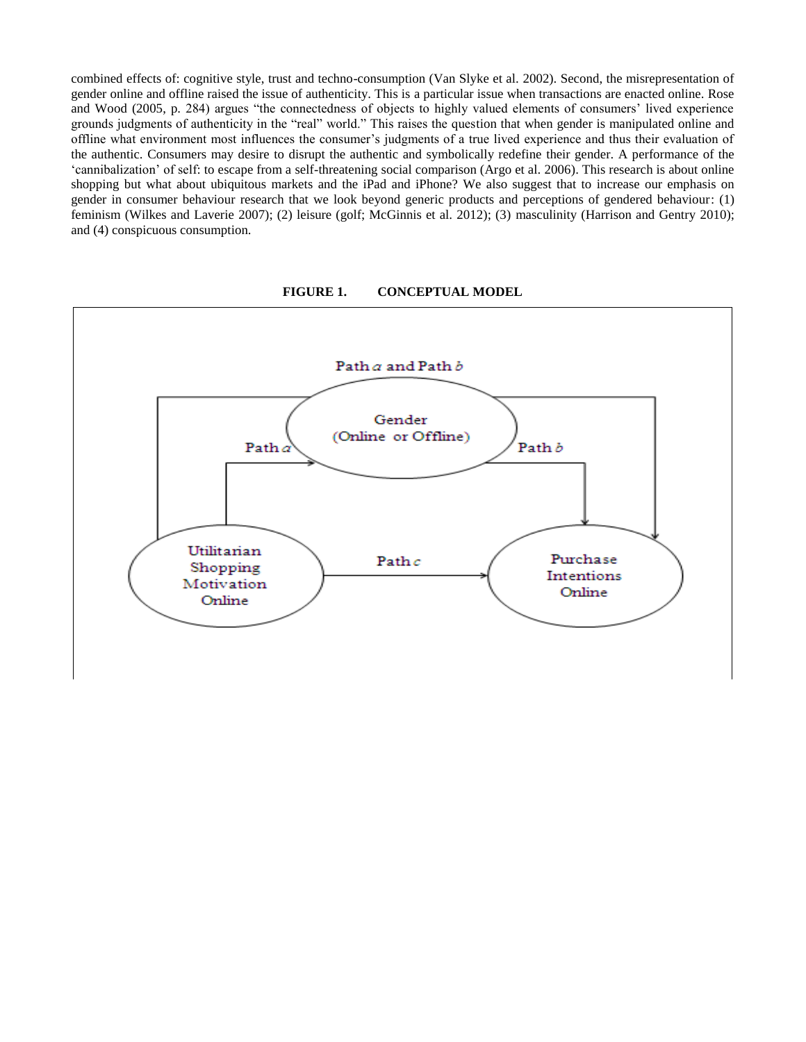combined effects of: cognitive style, trust and techno-consumption (Van Slyke et al. 2002). Second, the misrepresentation of gender online and offline raised the issue of authenticity. This is a particular issue when transactions are enacted online. Rose and Wood (2005, p. 284) argues "the connectedness of objects to highly valued elements of consumers' lived experience grounds judgments of authenticity in the "real" world." This raises the question that when gender is manipulated online and offline what environment most influences the consumer's judgments of a true lived experience and thus their evaluation of the authentic. Consumers may desire to disrupt the authentic and symbolically redefine their gender. A performance of the 'cannibalization' of self: to escape from a self-threatening social comparison (Argo et al. 2006). This research is about online shopping but what about ubiquitous markets and the iPad and iPhone? We also suggest that to increase our emphasis on gender in consumer behaviour research that we look beyond generic products and perceptions of gendered behaviour: (1) feminism (Wilkes and Laverie 2007); (2) leisure (golf; McGinnis et al. 2012); (3) masculinity (Harrison and Gentry 2010); and (4) conspicuous consumption.

**FIGURE 1. CONCEPTUAL MODEL**

Path *a* and Path *b*

Gender (Online or Offline)

Path *a*

Path *b*

Utilitarian Shopping Motivation Online

Path *c*

Purchase Intentions Online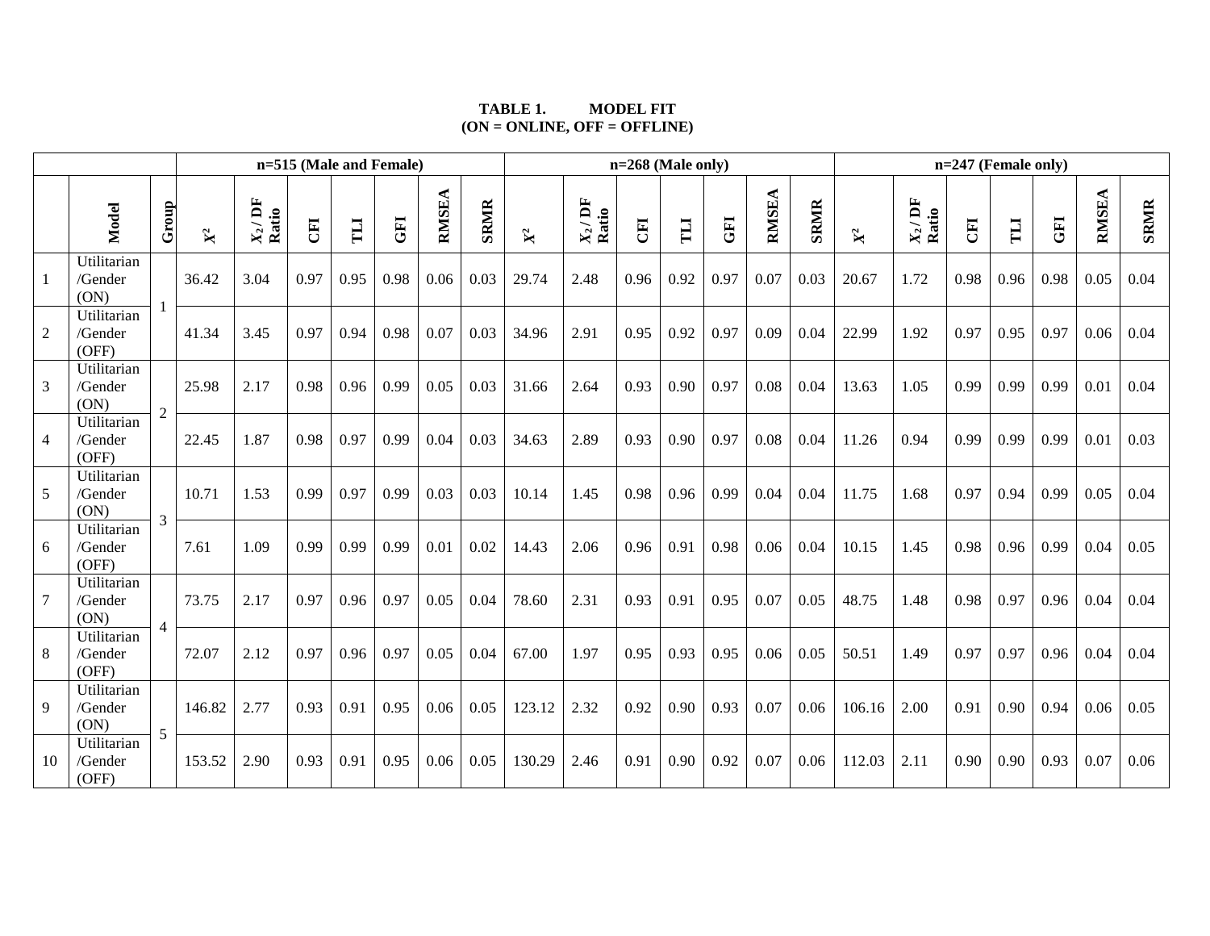**TABLE 1. MODEL FIT**
**(ON = ONLINE, OFF = OFFLINE)**

| | | | n=515 (Male and Female) | | | | | | | n=268 (Male only) | | | | | | | n=247 (Female only) | | | | | | |
|---|---|---|---|---|---|---|---|---|---|---|---|---|---|---|---|---|---|---|---|---|---|---|---|
| | Model | Group | $X^2$ | $X_2$ / DF Ratio | CFI | TLI | GFI | RMSEA | SRMR | $X^2$ | $X_2$ / DF Ratio | CFI | TLI | GFI | RMSEA | SRMR | $X^2$ | $X_2$ / DF Ratio | CFI | TLI | GFI | RMSEA | SRMR |
| 1 | Utilitarian /Gender (ON) | 1 | 36.42 | 3.04 | 0.97 | 0.95 | 0.98 | 0.06 | 0.03 | 29.74 | 2.48 | 0.96 | 0.92 | 0.97 | 0.07 | 0.03 | 20.67 | 1.72 | 0.98 | 0.96 | 0.98 | 0.05 | 0.04 |
| 2 | Utilitarian /Gender (OFF) | | 41.34 | 3.45 | 0.97 | 0.94 | 0.98 | 0.07 | 0.03 | 34.96 | 2.91 | 0.95 | 0.92 | 0.97 | 0.09 | 0.04 | 22.99 | 1.92 | 0.97 | 0.95 | 0.97 | 0.06 | 0.04 |
| 3 | Utilitarian /Gender (ON) | 2 | 25.98 | 2.17 | 0.98 | 0.96 | 0.99 | 0.05 | 0.03 | 31.66 | 2.64 | 0.93 | 0.90 | 0.97 | 0.08 | 0.04 | 13.63 | 1.05 | 0.99 | 0.99 | 0.99 | 0.01 | 0.04 |
| 4 | Utilitarian /Gender (OFF) | | 22.45 | 1.87 | 0.98 | 0.97 | 0.99 | 0.04 | 0.03 | 34.63 | 2.89 | 0.93 | 0.90 | 0.97 | 0.08 | 0.04 | 11.26 | 0.94 | 0.99 | 0.99 | 0.99 | 0.01 | 0.03 |
| 5 | Utilitarian /Gender (ON) | 3 | 10.71 | 1.53 | 0.99 | 0.97 | 0.99 | 0.03 | 0.03 | 10.14 | 1.45 | 0.98 | 0.96 | 0.99 | 0.04 | 0.04 | 11.75 | 1.68 | 0.97 | 0.94 | 0.99 | 0.05 | 0.04 |
| 6 | Utilitarian /Gender (OFF) | | 7.61 | 1.09 | 0.99 | 0.99 | 0.99 | 0.01 | 0.02 | 14.43 | 2.06 | 0.96 | 0.91 | 0.98 | 0.06 | 0.04 | 10.15 | 1.45 | 0.98 | 0.96 | 0.99 | 0.04 | 0.05 |
| 7 | Utilitarian /Gender (ON) | 4 | 73.75 | 2.17 | 0.97 | 0.96 | 0.97 | 0.05 | 0.04 | 78.60 | 2.31 | 0.93 | 0.91 | 0.95 | 0.07 | 0.05 | 48.75 | 1.48 | 0.98 | 0.97 | 0.96 | 0.04 | 0.04 |
| 8 | Utilitarian /Gender (OFF) | | 72.07 | 2.12 | 0.97 | 0.96 | 0.97 | 0.05 | 0.04 | 67.00 | 1.97 | 0.95 | 0.93 | 0.95 | 0.06 | 0.05 | 50.51 | 1.49 | 0.97 | 0.97 | 0.96 | 0.04 | 0.04 |
| 9 | Utilitarian /Gender (ON) | 5 | 146.82 | 2.77 | 0.93 | 0.91 | 0.95 | 0.06 | 0.05 | 123.12 | 2.32 | 0.92 | 0.90 | 0.93 | 0.07 | 0.06 | 106.16 | 2.00 | 0.91 | 0.90 | 0.94 | 0.06 | 0.05 |
| 10 | Utilitarian /Gender (OFF) | | 153.52 | 2.90 | 0.93 | 0.91 | 0.95 | 0.06 | 0.05 | 130.29 | 2.46 | 0.91 | 0.90 | 0.92 | 0.07 | 0.06 | 112.03 | 2.11 | 0.90 | 0.90 | 0.93 | 0.07 | 0.06 |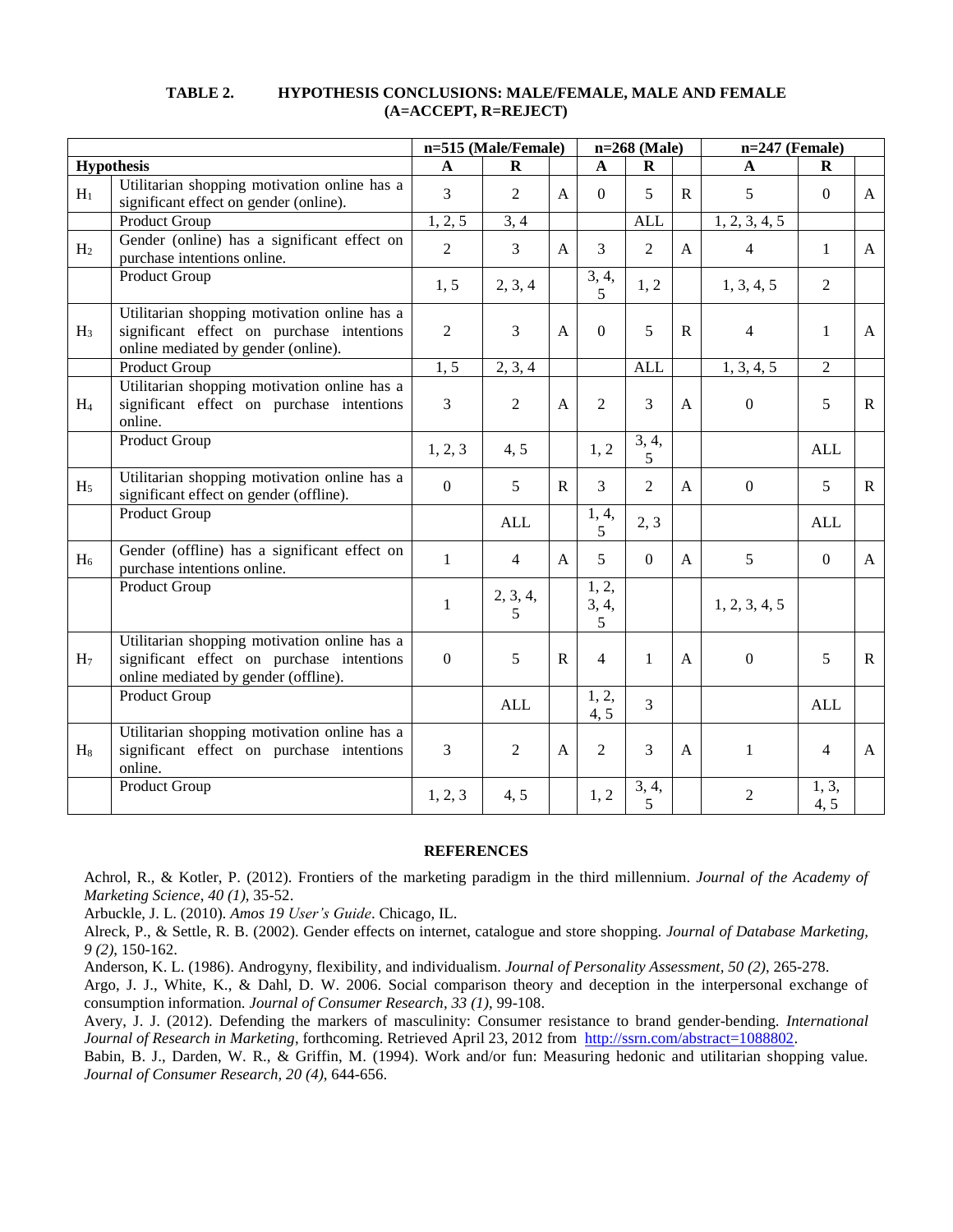**TABLE 2. HYPOTHESIS CONCLUSIONS: MALE/FEMALE, MALE AND FEMALE (A=ACCEPT, R=REJECT)**

| | | n=515 (Male/Female) | | | n=268 (Male) | | | n=247 (Female) | | |
|---|---|---|---|---|---|---|---|---|---|---|
| **Hypothesis** | | **A** | **R** | | **A** | **R** | | **A** | **R** | |
| $H_1$ | Utilitarian shopping motivation online has a significant effect on gender (online). | 3 | 2 | A | 0 | 5 | R | 5 | 0 | A |
| | Product Group | 1, 2, 5 | 3, 4 | | | ALL | | 1, 2, 3, 4, 5 | | |
| $H_2$ | Gender (online) has a significant effect on purchase intentions online. | 2 | 3 | A | 3 | 2 | A | 4 | 1 | A |
| | Product Group | 1, 5 | 2, 3, 4 | | 3, 4, 5 | 1, 2 | | 1, 3, 4, 5 | 2 | |
| $H_3$ | Utilitarian shopping motivation online has a significant effect on purchase intentions online mediated by gender (online). | 2 | 3 | A | 0 | 5 | R | 4 | 1 | A |
| | Product Group | 1, 5 | 2, 3, 4 | | | ALL | | 1, 3, 4, 5 | 2 | |
| $H_4$ | Utilitarian shopping motivation online has a significant effect on purchase intentions online. | 3 | 2 | A | 2 | 3 | A | 0 | 5 | R |
| | Product Group | 1, 2, 3 | 4, 5 | | 1, 2 | 3, 4, 5 | | | ALL | |
| $H_5$ | Utilitarian shopping motivation online has a significant effect on gender (offline). | 0 | 5 | R | 3 | 2 | A | 0 | 5 | R |
| | Product Group | | ALL | | 1, 4, 5 | 2, 3 | | | ALL | |
| $H_6$ | Gender (offline) has a significant effect on purchase intentions online. | 1 | 4 | A | 5 | 0 | A | 5 | 0 | A |
| | Product Group | 1 | 2, 3, 4, 5 | | 1, 2, 3, 4, 5 | | | 1, 2, 3, 4, 5 | | |
| $H_7$ | Utilitarian shopping motivation online has a significant effect on purchase intentions online mediated by gender (offline). | 0 | 5 | R | 4 | 1 | A | 0 | 5 | R |
| | Product Group | | ALL | | 1, 2, 4, 5 | 3 | | | ALL | |
| $H_8$ | Utilitarian shopping motivation online has a significant effect on purchase intentions online. | 3 | 2 | A | 2 | 3 | A | 1 | 4 | A |
| | Product Group | 1, 2, 3 | 4, 5 | | 1, 2 | 3, 4, 5 | | 2 | 1, 3, 4, 5 | |

## REFERENCES

Achrol, R., & Kotler, P. (2012). Frontiers of the marketing paradigm in the third millennium. *Journal of the Academy of Marketing Science, 40 (1)*, 35-52.

Arbuckle, J. L. (2010). *Amos 19 User's Guide*. Chicago, IL.

Alreck, P., & Settle, R. B. (2002). Gender effects on internet, catalogue and store shopping. *Journal of Database Marketing, 9 (2)*, 150-162.

Anderson, K. L. (1986). Androgyny, flexibility, and individualism. *Journal of Personality Assessment, 50 (2)*, 265-278.

Argo, J. J., White, K., & Dahl, D. W. 2006. Social comparison theory and deception in the interpersonal exchange of consumption information. *Journal of Consumer Research, 33 (1)*, 99-108.

Avery, J. J. (2012). Defending the markers of masculinity: Consumer resistance to brand gender-bending. *International Journal of Research in Marketing*, forthcoming. Retrieved April 23, 2012 from http://ssrn.com/abstract=1088802.

Babin, B. J., Darden, W. R., & Griffin, M. (1994). Work and/or fun: Measuring hedonic and utilitarian shopping value. *Journal of Consumer Research, 20 (4)*, 644-656.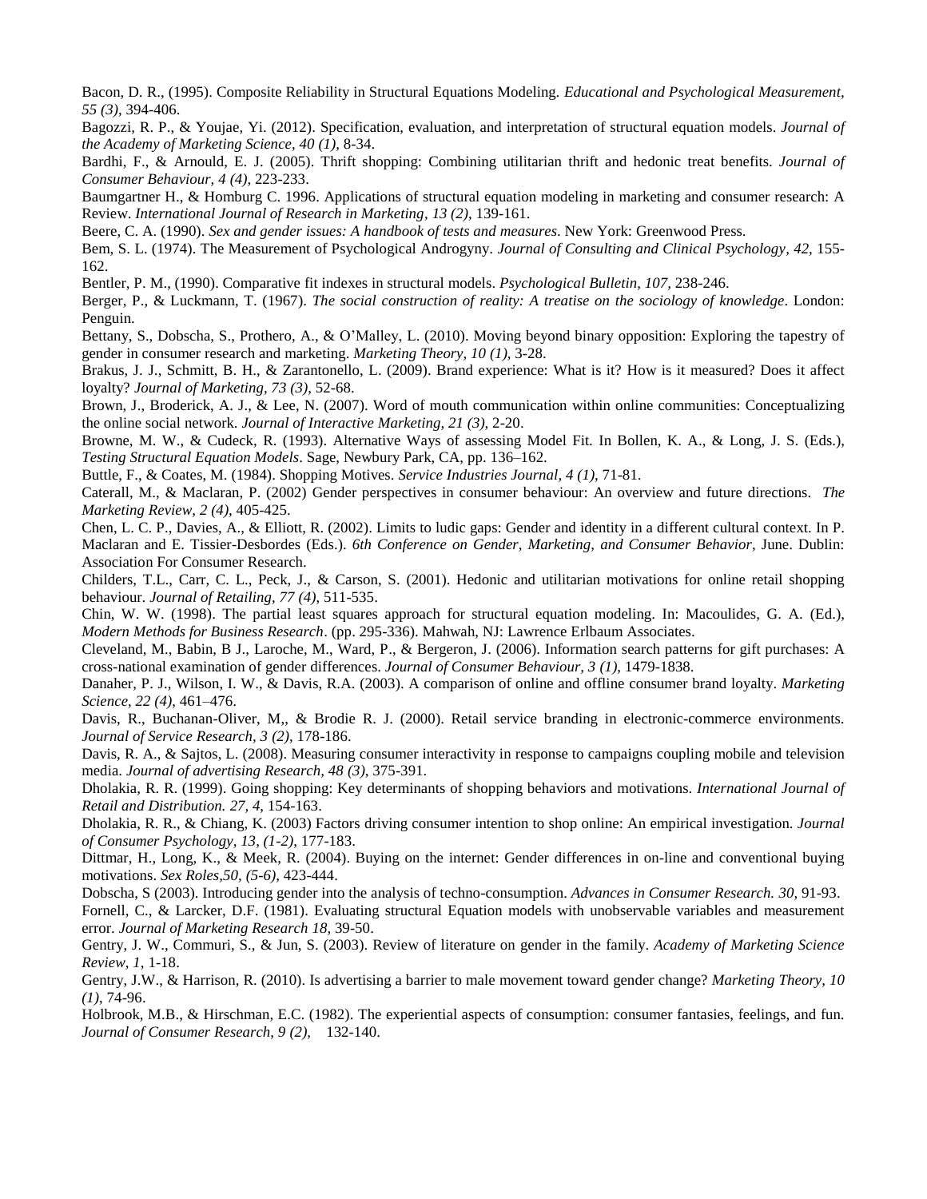Bacon, D. R., (1995). Composite Reliability in Structural Equations Modeling. *Educational and Psychological Measurement, 55 (3)*, 394-406.

Bagozzi, R. P., & Youjae, Yi. (2012). Specification, evaluation, and interpretation of structural equation models. *Journal of the Academy of Marketing Science, 40 (1),* 8-34.

Bardhi, F., & Arnould, E. J. (2005). Thrift shopping: Combining utilitarian thrift and hedonic treat benefits. *Journal of Consumer Behaviour, 4 (4)*, 223-233.

Baumgartner H., & Homburg C. 1996. Applications of structural equation modeling in marketing and consumer research: A Review. *International Journal of Research in Marketing, 13 (2)*, 139-161.

Beere, C. A. (1990). *Sex and gender issues: A handbook of tests and measures*. New York: Greenwood Press.

Bem, S. L. (1974). The Measurement of Psychological Androgyny. *Journal of Consulting and Clinical Psychology, 42*, 155-162.

Bentler, P. M., (1990). Comparative fit indexes in structural models. *Psychological Bulletin, 107*, 238-246.

Berger, P., & Luckmann, T. (1967). *The social construction of reality: A treatise on the sociology of knowledge*. London: Penguin.

Bettany, S., Dobscha, S., Prothero, A., & O'Malley, L. (2010). Moving beyond binary opposition: Exploring the tapestry of gender in consumer research and marketing. *Marketing Theory, 10 (1),* 3-28.

Brakus, J. J., Schmitt, B. H., & Zarantonello, L. (2009). Brand experience: What is it? How is it measured? Does it affect loyalty? *Journal of Marketing, 73 (3)*, 52-68.

Brown, J., Broderick, A. J., & Lee, N. (2007). Word of mouth communication within online communities: Conceptualizing the online social network. *Journal of Interactive Marketing, 21 (3),* 2-20.

Browne, M. W., & Cudeck, R. (1993). Alternative Ways of assessing Model Fit. In Bollen, K. A., & Long, J. S. (Eds.), *Testing Structural Equation Models*. Sage, Newbury Park, CA, pp. 136–162.

Buttle, F., & Coates, M. (1984). Shopping Motives. *Service Industries Journal, 4 (1),* 71-81.

Caterall, M., & Maclaran, P. (2002) Gender perspectives in consumer behaviour: An overview and future directions. *The Marketing Review, 2 (4),* 405-425.

Chen, L. C. P., Davies, A., & Elliott, R. (2002). Limits to ludic gaps: Gender and identity in a different cultural context. In P. Maclaran and E. Tissier-Desbordes (Eds.). *6th Conference on Gender, Marketing, and Consumer Behavior*, June. Dublin: Association For Consumer Research.

Childers, T.L., Carr, C. L., Peck, J., & Carson, S. (2001). Hedonic and utilitarian motivations for online retail shopping behaviour. *Journal of Retailing, 77 (4)*, 511-535.

Chin, W. W. (1998). The partial least squares approach for structural equation modeling. In: Macoulides, G. A. (Ed.), *Modern Methods for Business Research*. (pp. 295-336). Mahwah, NJ: Lawrence Erlbaum Associates.

Cleveland, M., Babin, B J., Laroche, M., Ward, P., & Bergeron, J. (2006). Information search patterns for gift purchases: A cross-national examination of gender differences. *Journal of Consumer Behaviour, 3 (1)*, 1479-1838.

Danaher, P. J., Wilson, I. W., & Davis, R.A. (2003). A comparison of online and offline consumer brand loyalty. *Marketing Science, 22 (4)*, 461–476.

Davis, R., Buchanan-Oliver, M,, & Brodie R. J. (2000). Retail service branding in electronic-commerce environments. *Journal of Service Research, 3 (2)*, 178-186.

Davis, R. A., & Sajtos, L. (2008). Measuring consumer interactivity in response to campaigns coupling mobile and television media. *Journal of advertising Research, 48 (3)*, 375-391.

Dholakia, R. R. (1999). Going shopping: Key determinants of shopping behaviors and motivations. *International Journal of Retail and Distribution. 27, 4*, 154-163.

Dholakia, R. R., & Chiang, K. (2003) Factors driving consumer intention to shop online: An empirical investigation. *Journal of Consumer Psychology, 13, (1-2)*, 177-183.

Dittmar, H., Long, K., & Meek, R. (2004). Buying on the internet: Gender differences in on-line and conventional buying motivations. *Sex Roles,50, (5-6),* 423-444.

Dobscha, S (2003). Introducing gender into the analysis of techno-consumption. *Advances in Consumer Research. 30,* 91-93.

Fornell, C., & Larcker, D.F. (1981). Evaluating structural Equation models with unobservable variables and measurement error. *Journal of Marketing Research 18*, 39-50.

Gentry, J. W., Commuri, S., & Jun, S. (2003). Review of literature on gender in the family. *Academy of Marketing Science Review, 1*, 1-18.

Gentry, J.W., & Harrison, R. (2010). Is advertising a barrier to male movement toward gender change? *Marketing Theory, 10 (1)*, 74-96.

Holbrook, M.B., & Hirschman, E.C. (1982). The experiential aspects of consumption: consumer fantasies, feelings, and fun. *Journal of Consumer Research, 9 (2),* 132-140.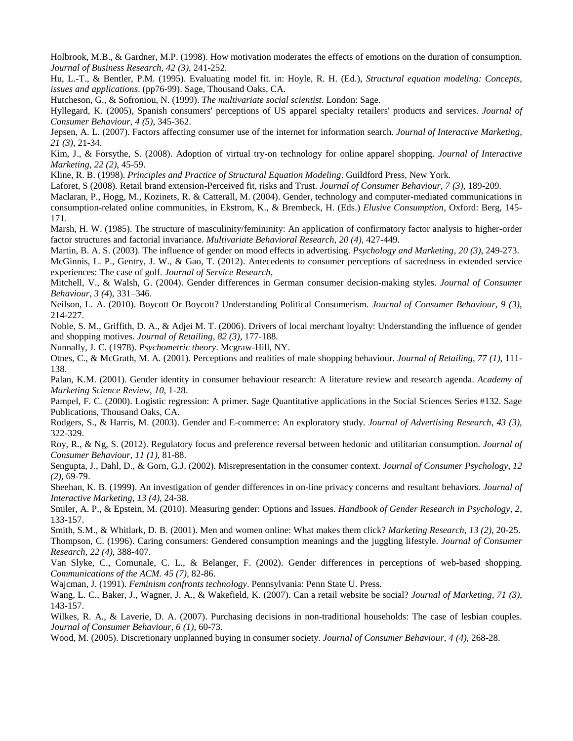Holbrook, M.B., & Gardner, M.P. (1998). How motivation moderates the effects of emotions on the duration of consumption. *Journal of Business Research, 42 (3)*, 241-252.

Hu, L.-T., & Bentler, P.M. (1995). Evaluating model fit. in: Hoyle, R. H. (Ed.), *Structural equation modeling: Concepts, issues and applications*. (pp76-99). Sage, Thousand Oaks, CA.

Hutcheson, G., & Sofroniou, N. (1999). *The multivariate social scientist*. London: Sage.

Hyllegard, K. (2005), Spanish consumers' perceptions of US apparel specialty retailers' products and services. *Journal of Consumer Behaviour, 4 (5)*, 345-362.

Jepsen, A. L. (2007). Factors affecting consumer use of the internet for information search. *Journal of Interactive Marketing, 21 (3)*, 21-34.

Kim, J., & Forsythe, S. (2008). Adoption of virtual try-on technology for online apparel shopping. *Journal of Interactive Marketing, 22 (2)*, 45-59.

Kline, R. B. (1998). *Principles and Practice of Structural Equation Modeling*. Guildford Press, New York.

Laforet, S (2008). Retail brand extension-Perceived fit, risks and Trust. *Journal of Consumer Behaviour, 7 (3)*, 189-209.

Maclaran, P., Hogg, M., Kozinets, R. & Catterall, M. (2004). Gender, technology and computer-mediated communications in consumption-related online communities, in Ekstrom, K., & Brembeck, H. (Eds.) *Elusive Consumption*, Oxford: Berg, 145-171.

Marsh, H. W. (1985). The structure of masculinity/femininity: An application of confirmatory factor analysis to higher-order factor structures and factorial invariance. *Multivariate Behavioral Research, 20 (4)*, 427-449.

Martin, B. A. S. (2003). The influence of gender on mood effects in advertising. *Psychology and Marketing, 20 (3)*, 249-273.

McGinnis, L. P., Gentry, J. W., & Gao, T. (2012). Antecedents to consumer perceptions of sacredness in extended service experiences: The case of golf. *Journal of Service Research*,

Mitchell, V., & Walsh, G. (2004). Gender differences in German consumer decision-making styles. *Journal of Consumer Behaviour, 3 (4*), 331–346.

Neilson, L. A. (2010). Boycott Or Boycott? Understanding Political Consumerism. *Journal of Consumer Behaviour, 9 (3)*, 214-227.

Noble, S. M., Griffith, D. A., & Adjei M. T. (2006). Drivers of local merchant loyalty: Understanding the influence of gender and shopping motives. *Journal of Retailing, 82 (3)*, 177-188.

Nunnally, J. C. (1978). *Psychometric theory*. Mcgraw-Hill, NY.

Otnes, C., & McGrath, M. A. (2001). Perceptions and realities of male shopping behaviour. *Journal of Retailing, 77 (1)*, 111-138.

Palan, K.M. (2001). Gender identity in consumer behaviour research: A literature review and research agenda. *Academy of Marketing Science Review, 10*, 1-28.

Pampel, F. C. (2000). Logistic regression: A primer. Sage Quantitative applications in the Social Sciences Series #132. Sage Publications, Thousand Oaks, CA.

Rodgers, S., & Harris, M. (2003). Gender and E-commerce: An exploratory study. *Journal of Advertising Research, 43 (3)*, 322-329.

Roy, R., & Ng, S. (2012). Regulatory focus and preference reversal between hedonic and utilitarian consumption. *Journal of Consumer Behaviour, 11 (1)*, 81-88.

Sengupta, J., Dahl, D., & Gorn, G.J. (2002). Misrepresentation in the consumer context. *Journal of Consumer Psychology, 12 (2)*, 69-79.

Sheehan, K. B. (1999). An investigation of gender differences in on-line privacy concerns and resultant behaviors. *Journal of Interactive Marketing, 13 (4)*, 24-38.

Smiler, A. P., & Epstein, M. (2010). Measuring gender: Options and Issues. *Handbook of Gender Research in Psychology, 2*, 133-157.

Smith, S.M., & Whitlark, D. B. (2001). Men and women online: What makes them click? *Marketing Research, 13 (2)*, 20-25.

Thompson, C. (1996). Caring consumers: Gendered consumption meanings and the juggling lifestyle. *Journal of Consumer Research, 22 (4)*, 388-407.

Van Slyke, C., Comunale, C. L., & Belanger, F. (2002). Gender differences in perceptions of web-based shopping. *Communications of the ACM. 45 (7)*, 82-86.

Wajcman, J. (1991). *Feminism confronts technology*. Pennsylvania: Penn State U. Press.

Wang, L. C., Baker, J., Wagner, J. A., & Wakefield, K. (2007). Can a retail website be social? *Journal of Marketing, 71 (3)*, 143-157.

Wilkes, R. A., & Laverie, D. A. (2007). Purchasing decisions in non-traditional households: The case of lesbian couples. *Journal of Consumer Behaviour, 6 (1)*, 60-73.

Wood, M. (2005). Discretionary unplanned buying in consumer society. *Journal of Consumer Behaviour, 4 (4)*, 268-28.